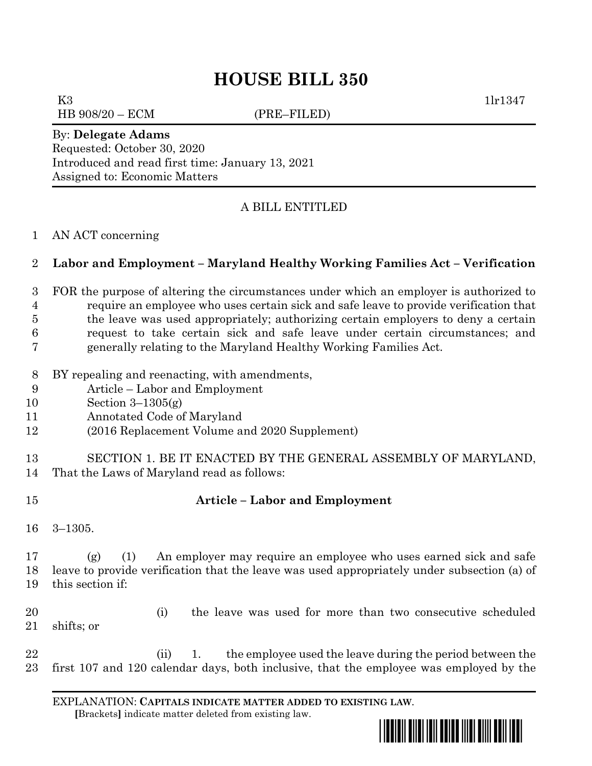# HOUSE BILL 350

K3 1lr1347
HB 908/20 – ECM (PRE–FILED)

By: **Delegate Adams**
Requested: October 30, 2020
Introduced and read first time: January 13, 2021
Assigned to: Economic Matters

A BILL ENTITLED

AN ACT concerning

**Labor and Employment – Maryland Healthy Working Families Act – Verification**

FOR the purpose of altering the circumstances under which an employer is authorized to require an employee who uses certain sick and safe leave to provide verification that the leave was used appropriately; authorizing certain employers to deny a certain request to take certain sick and safe leave under certain circumstances; and generally relating to the Maryland Healthy Working Families Act.

BY repealing and reenacting, with amendments,
Article – Labor and Employment
Section 3–1305(g)
Annotated Code of Maryland
(2016 Replacement Volume and 2020 Supplement)

SECTION 1. BE IT ENACTED BY THE GENERAL ASSEMBLY OF MARYLAND, That the Laws of Maryland read as follows:

**Article – Labor and Employment**

3–1305.

(g) (1) An employer may require an employee who uses earned sick and safe leave to provide verification that the leave was used appropriately under subsection (a) of this section if:

(i) the leave was used for more than two consecutive scheduled shifts; or

(ii) 1. the employee used the leave during the period between the first 107 and 120 calendar days, both inclusive, that the employee was employed by the

EXPLANATION: **CAPITALS INDICATE MATTER ADDED TO EXISTING LAW**.
**[**Brackets**]** indicate matter deleted from existing law.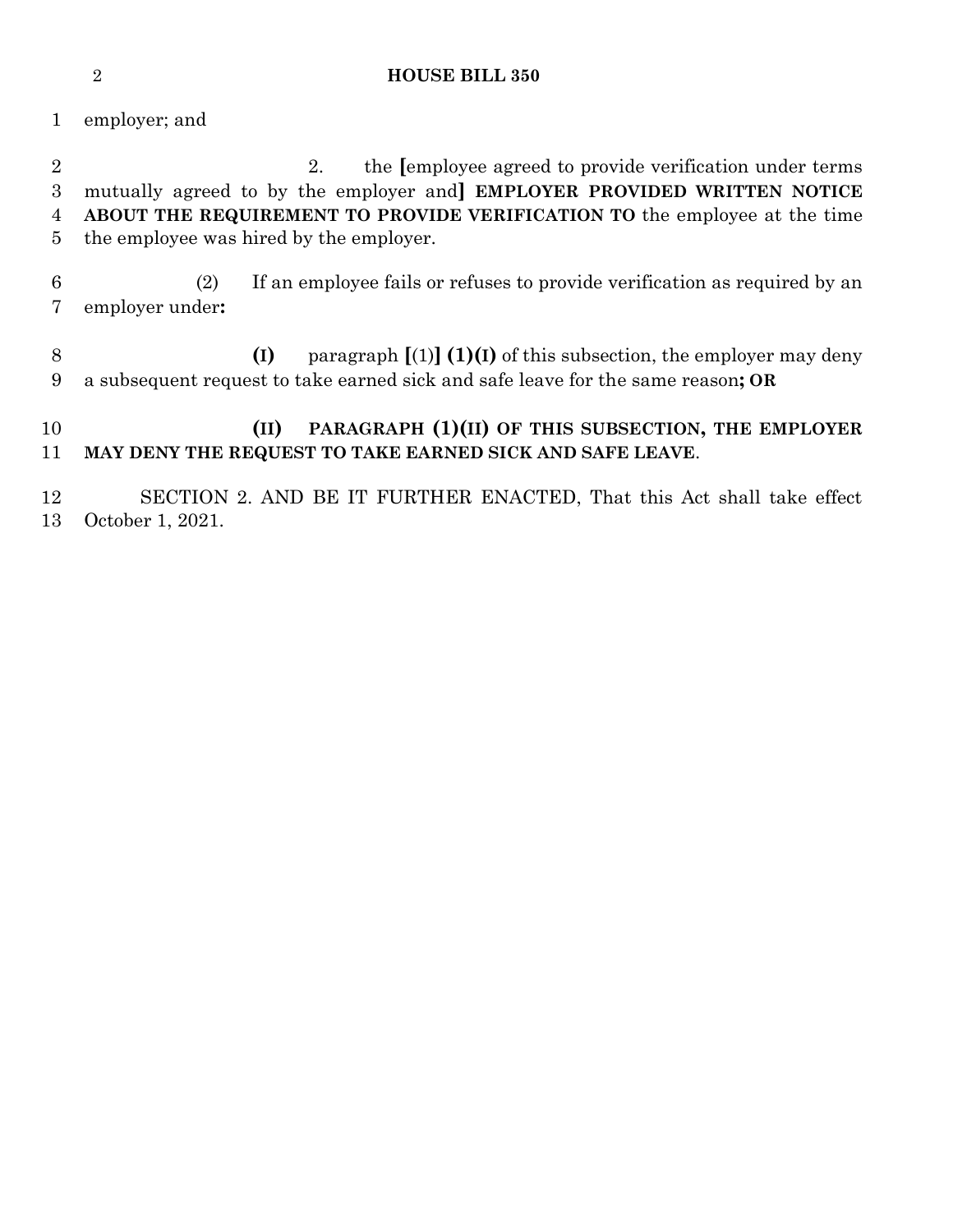employer; and

2. the [employee agreed to provide verification under terms mutually agreed to by the employer and] **EMPLOYER PROVIDED WRITTEN NOTICE ABOUT THE REQUIREMENT TO PROVIDE VERIFICATION TO** the employee at the time the employee was hired by the employer.

(2) If an employee fails or refuses to provide verification as required by an employer under**:**

**(I)** paragraph [(1)] **(1)(I)** of this subsection, the employer may deny a subsequent request to take earned sick and safe leave for the same reason**; OR**

**(II) PARAGRAPH (1)(II) OF THIS SUBSECTION, THE EMPLOYER MAY DENY THE REQUEST TO TAKE EARNED SICK AND SAFE LEAVE**.

SECTION 2. AND BE IT FURTHER ENACTED, That this Act shall take effect October 1, 2021.